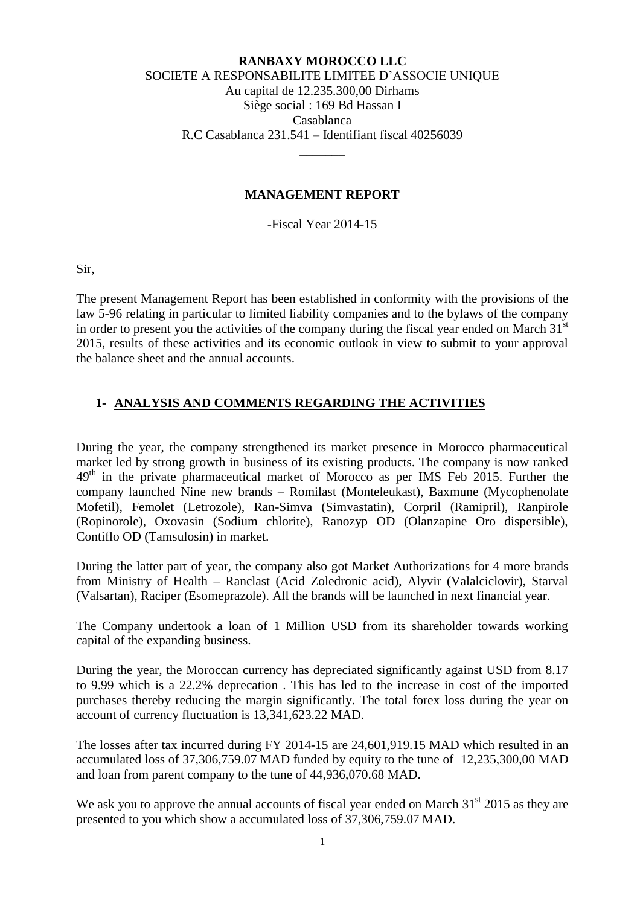**RANBAXY MOROCCO LLC**

SOCIETE A RESPONSABILITE LIMITEE D'ASSOCIE UNIQUE

Au capital de 12.235.300,00 Dirhams

Siège social : 169 Bd Hassan I

Casablanca

R.C Casablanca 231.541 – Identifiant fiscal 40256039

\_\_\_\_\_\_\_

# MANAGEMENT REPORT

-Fiscal Year 2014-15

Sir,

The present Management Report has been established in conformity with the provisions of the law 5-96 relating in particular to limited liability companies and to the bylaws of the company in order to present you the activities of the company during the fiscal year ended on March 31st 2015, results of these activities and its economic outlook in view to submit to your approval the balance sheet and the annual accounts.

## 1- ANALYSIS AND COMMENTS REGARDING THE ACTIVITIES

During the year, the company strengthened its market presence in Morocco pharmaceutical market led by strong growth in business of its existing products. The company is now ranked 49th in the private pharmaceutical market of Morocco as per IMS Feb 2015. Further the company launched Nine new brands – Romilast (Monteleukast), Baxmune (Mycophenolate Mofetil), Femolet (Letrozole), Ran-Simva (Simvastatin), Corpril (Ramipril), Ranpirole (Ropinorole), Oxovasin (Sodium chlorite), Ranozyp OD (Olanzapine Oro dispersible), Contiflo OD (Tamsulosin) in market.

During the latter part of year, the company also got Market Authorizations for 4 more brands from Ministry of Health – Ranclast (Acid Zoledronic acid), Alyvir (Valalciclovir), Starval (Valsartan), Raciper (Esomeprazole). All the brands will be launched in next financial year.

The Company undertook a loan of 1 Million USD from its shareholder towards working capital of the expanding business.

During the year, the Moroccan currency has depreciated significantly against USD from 8.17 to 9.99 which is a 22.2% deprecation . This has led to the increase in cost of the imported purchases thereby reducing the margin significantly. The total forex loss during the year on account of currency fluctuation is 13,341,623.22 MAD.

The losses after tax incurred during FY 2014-15 are 24,601,919.15 MAD which resulted in an accumulated loss of 37,306,759.07 MAD funded by equity to the tune of 12,235,300,00 MAD and loan from parent company to the tune of 44,936,070.68 MAD.

We ask you to approve the annual accounts of fiscal year ended on March 31st 2015 as they are presented to you which show a accumulated loss of 37,306,759.07 MAD.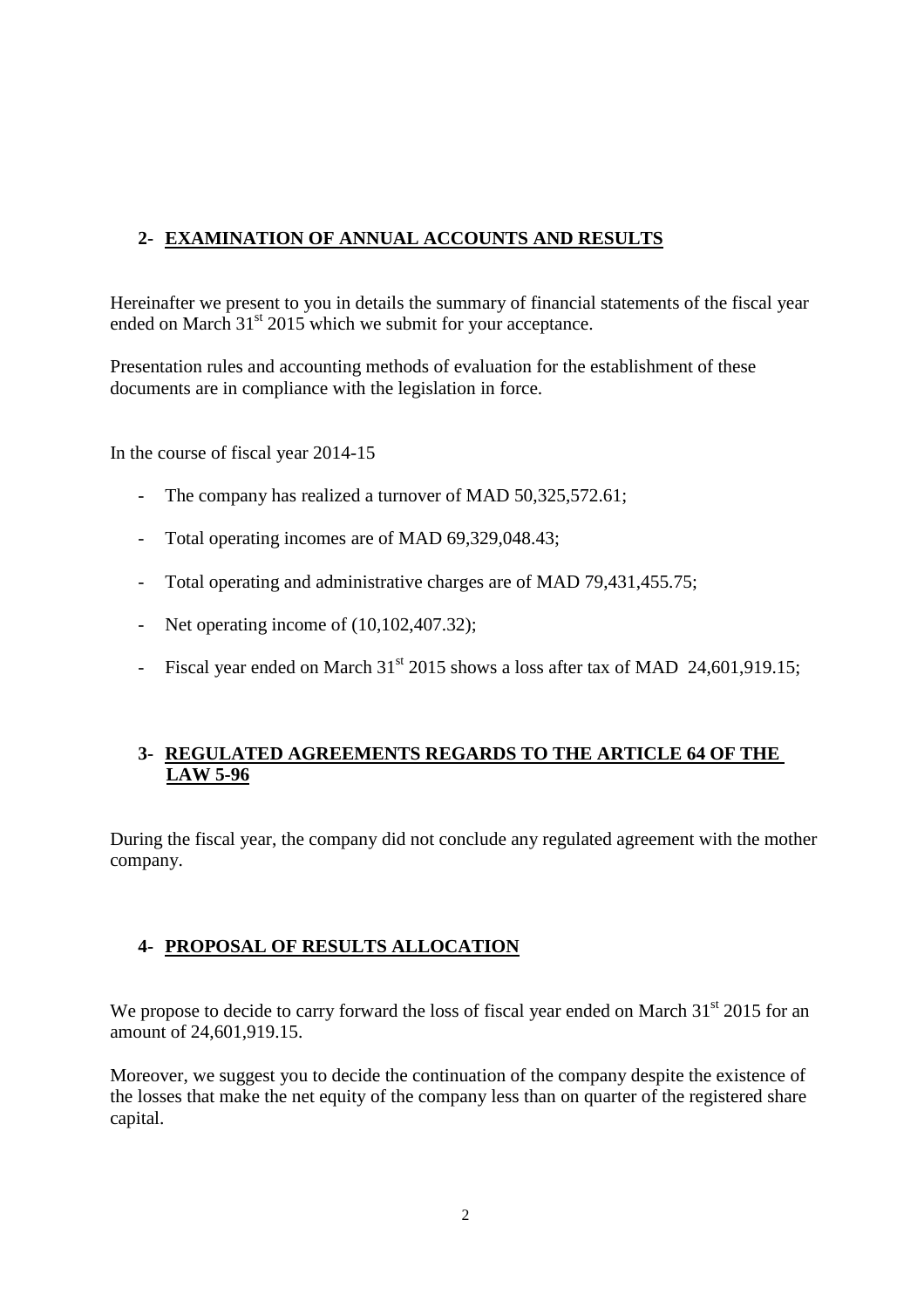## 2- EXAMINATION OF ANNUAL ACCOUNTS AND RESULTS

Hereinafter we present to you in details the summary of financial statements of the fiscal year ended on March 31st 2015 which we submit for your acceptance.

Presentation rules and accounting methods of evaluation for the establishment of these documents are in compliance with the legislation in force.

In the course of fiscal year 2014-15

- The company has realized a turnover of MAD 50,325,572.61;
- Total operating incomes are of MAD 69,329,048.43;
- Total operating and administrative charges are of MAD 79,431,455.75;
- Net operating income of (10,102,407.32);
- Fiscal year ended on March 31st 2015 shows a loss after tax of MAD 24,601,919.15;

## 3- REGULATED AGREEMENTS REGARDS TO THE ARTICLE 64 OF THE LAW 5-96

During the fiscal year, the company did not conclude any regulated agreement with the mother company.

## 4- PROPOSAL OF RESULTS ALLOCATION

We propose to decide to carry forward the loss of fiscal year ended on March 31st 2015 for an amount of 24,601,919.15.

Moreover, we suggest you to decide the continuation of the company despite the existence of the losses that make the net equity of the company less than on quarter of the registered share capital.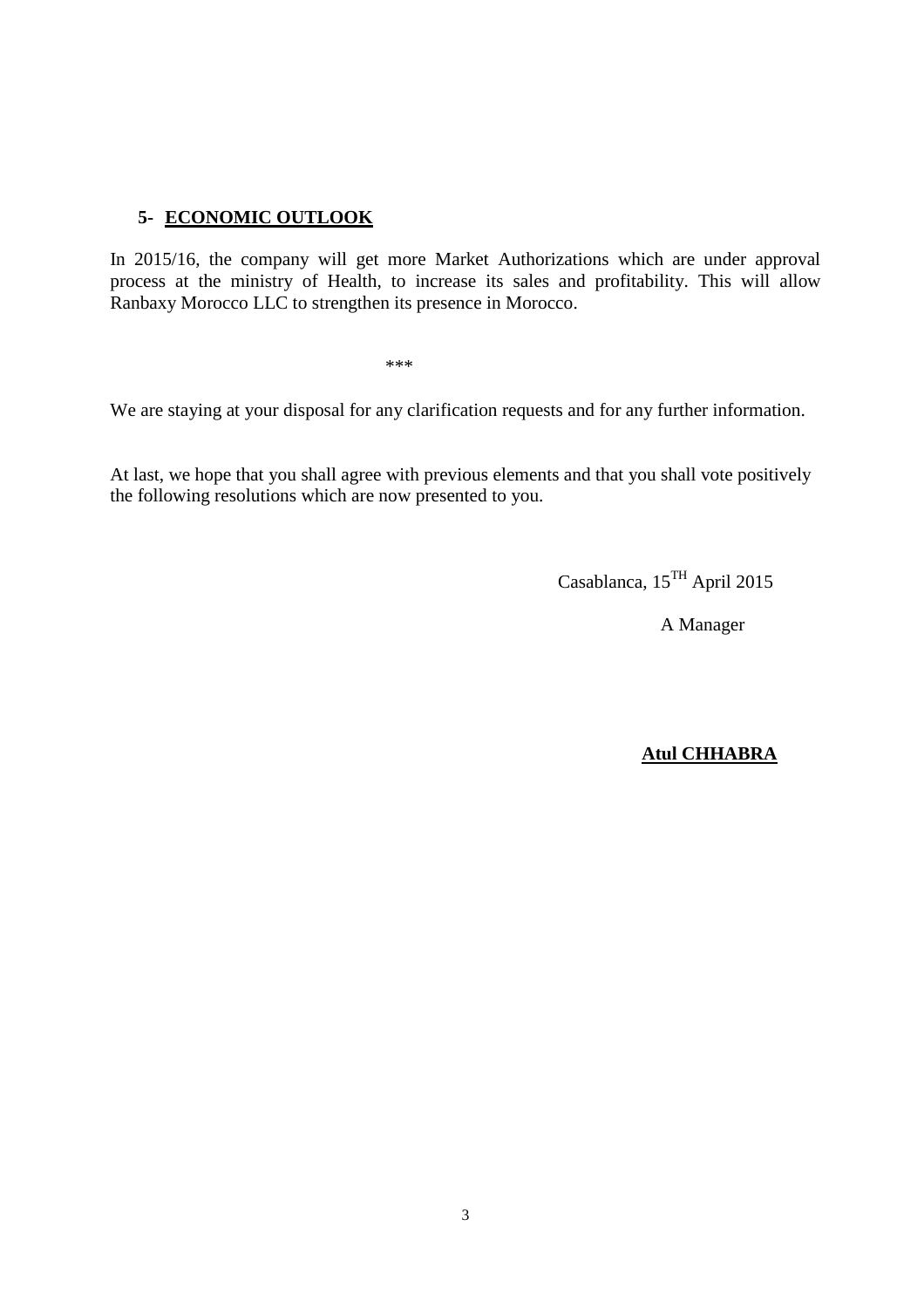## 5- ECONOMIC OUTLOOK

In 2015/16, the company will get more Market Authorizations which are under approval process at the ministry of Health, to increase its sales and profitability. This will allow Ranbaxy Morocco LLC to strengthen its presence in Morocco.

***

We are staying at your disposal for any clarification requests and for any further information.

At last, we hope that you shall agree with previous elements and that you shall vote positively the following resolutions which are now presented to you.

Casablanca, 15TH April 2015

A Manager

**Atul CHHABRA**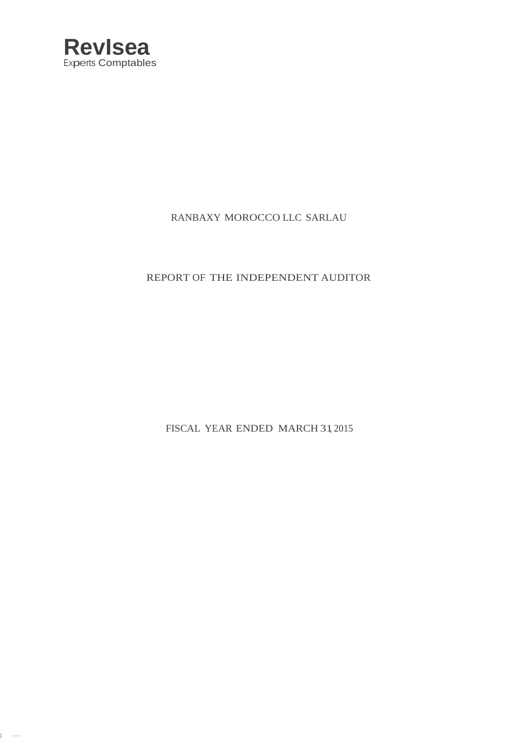**RevIsea**
Experts Comptables

RANBAXY MOROCCO LLC SARLAU

REPORT OF THE INDEPENDENT AUDITOR

FISCAL YEAR ENDED MARCH 31, 2015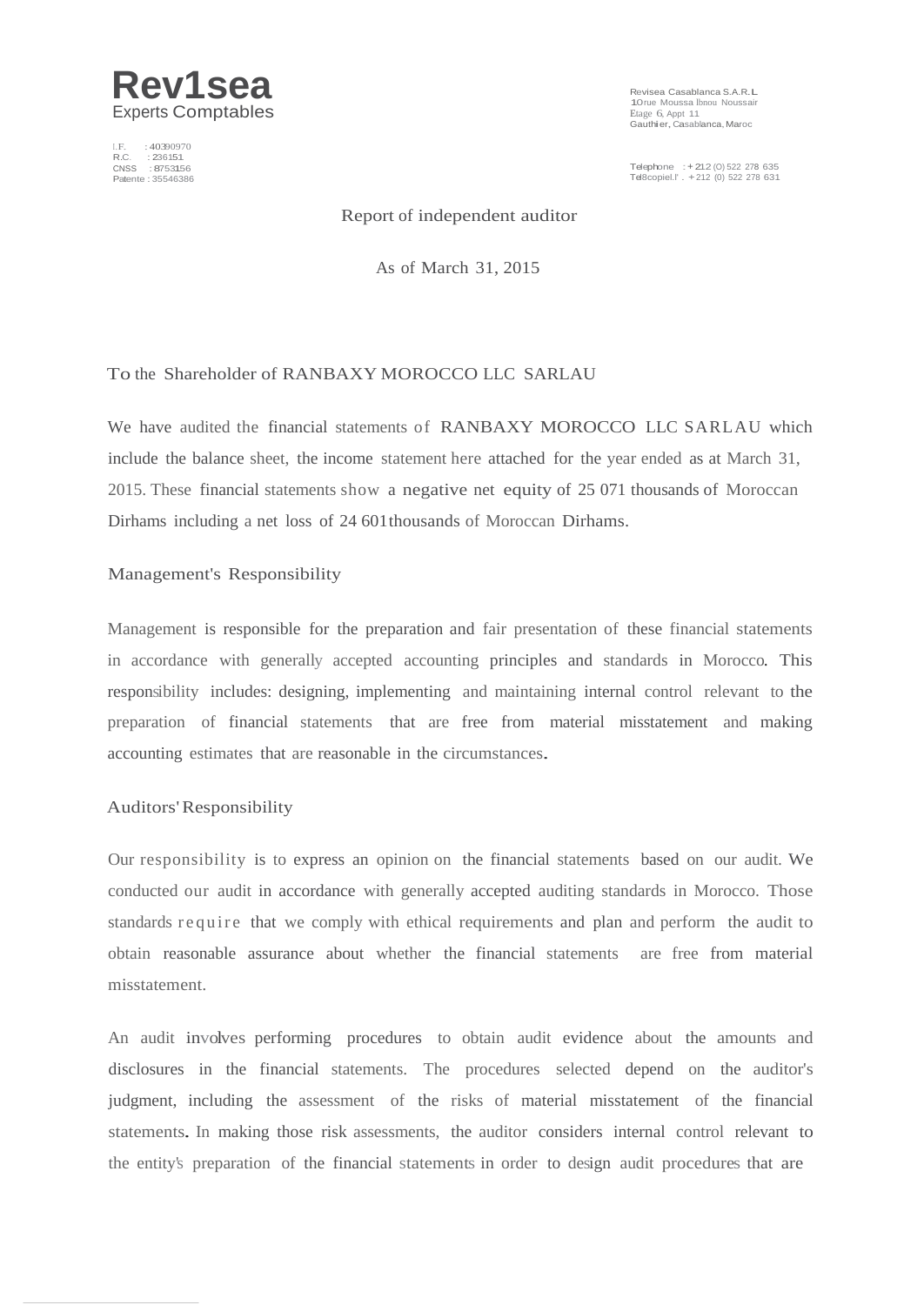**Rev1sea**
Experts Comptables

I.F. : 40390970
R.C. : 236151
CNSS : 8753156
Patente : 35546386

Revisea Casablanca S.A.R.L
10 rue Moussa Ibnou Noussair
Etage 6, Appt 11
Gauthier, Casablanca, Maroc

Telephone : + 212 (O) 522 278 635
Tel8copiel.l' . + 212 (0) 522 278 631

Report of independent auditor

As of March 31, 2015

To the Shareholder of RANBAXY MOROCCO LLC SARLAU

We have audited the financial statements of RANBAXY MOROCCO LLC SARLAU which include the balance sheet, the income statement here attached for the year ended as at March 31, 2015. These financial statements show a negative net equity of 25 071 thousands of Moroccan Dirhams including a net loss of 24 601 thousands of Moroccan Dirhams.

## Management's Responsibility

Management is responsible for the preparation and fair presentation of these financial statements in accordance with generally accepted accounting principles and standards in Morocco. This responsibility includes: designing, implementing and maintaining internal control relevant to the preparation of financial statements that are free from material misstatement and making accounting estimates that are reasonable in the circumstances.

## Auditors' Responsibility

Our responsibility is to express an opinion on the financial statements based on our audit. We conducted our audit in accordance with generally accepted auditing standards in Morocco. Those standards require that we comply with ethical requirements and plan and perform the audit to obtain reasonable assurance about whether the financial statements are free from material misstatement.

An audit involves performing procedures to obtain audit evidence about the amounts and disclosures in the financial statements. The procedures selected depend on the auditor's judgment, including the assessment of the risks of material misstatement of the financial statements. In making those risk assessments, the auditor considers internal control relevant to the entity's preparation of the financial statements in order to design audit procedures that are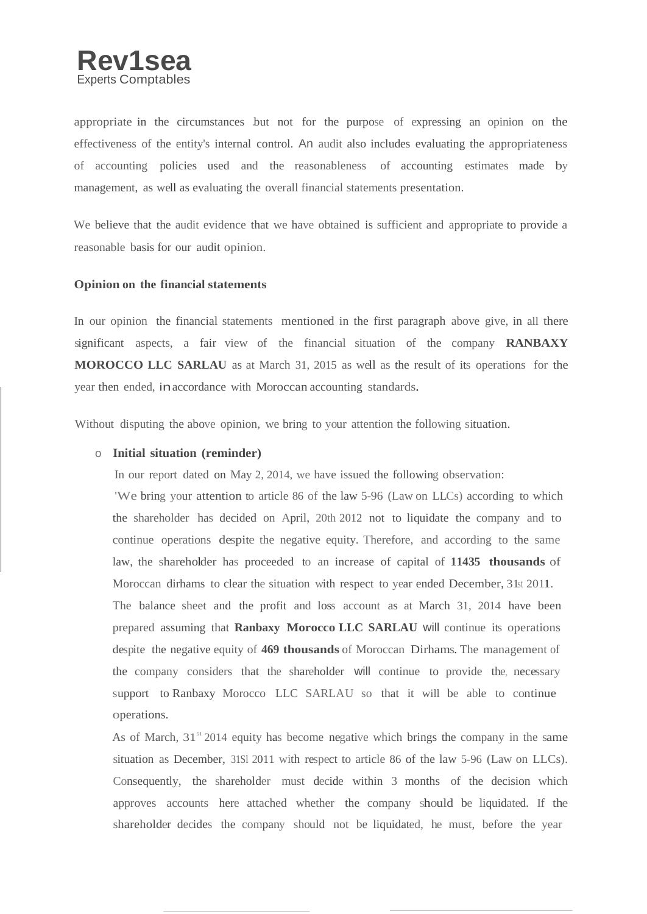appropriate in the circumstances but not for the purpose of expressing an opinion on the effectiveness of the entity's internal control. An audit also includes evaluating the appropriateness of accounting policies used and the reasonableness of accounting estimates made by management, as well as evaluating the overall financial statements presentation.

We believe that the audit evidence that we have obtained is sufficient and appropriate to provide a reasonable basis for our audit opinion.

**Opinion on the financial statements**

In our opinion the financial statements mentioned in the first paragraph above give, in all there significant aspects, a fair view of the financial situation of the company **RANBAXY MOROCCO LLC SARLAU** as at March 31, 2015 as well as the result of its operations for the year then ended, in accordance with Moroccan accounting standards.

Without disputing the above opinion, we bring to your attention the following situation.

- **Initial situation (reminder)**

  In our report dated on May 2, 2014, we have issued the following observation:

  'We bring your attention to article 86 of the law 5-96 (Law on LLCs) according to which the shareholder has decided on April, 20th 2012 not to liquidate the company and to continue operations despite the negative equity. Therefore, and according to the same law, the shareholder has proceeded to an increase of capital of **11435 thousands** of Moroccan dirhams to clear the situation with respect to year ended December, 31st 2011. The balance sheet and the profit and loss account as at March 31, 2014 have been prepared assuming that **Ranbaxy Morocco LLC SARLAU** will continue its operations despite the negative equity of **469 thousands** of Moroccan Dirhams. The management of the company considers that the shareholder will continue to provide the, necessary support to Ranbaxy Morocco LLC SARLAU so that it will be able to continue operations.

  As of March, 31st 2014 equity has become negative which brings the company in the same situation as December, 31st 2011 with respect to article 86 of the law 5-96 (Law on LLCs). Consequently, the shareholder must decide within 3 months of the decision which approves accounts here attached whether the company should be liquidated. If the shareholder decides the company should not be liquidated, he must, before the year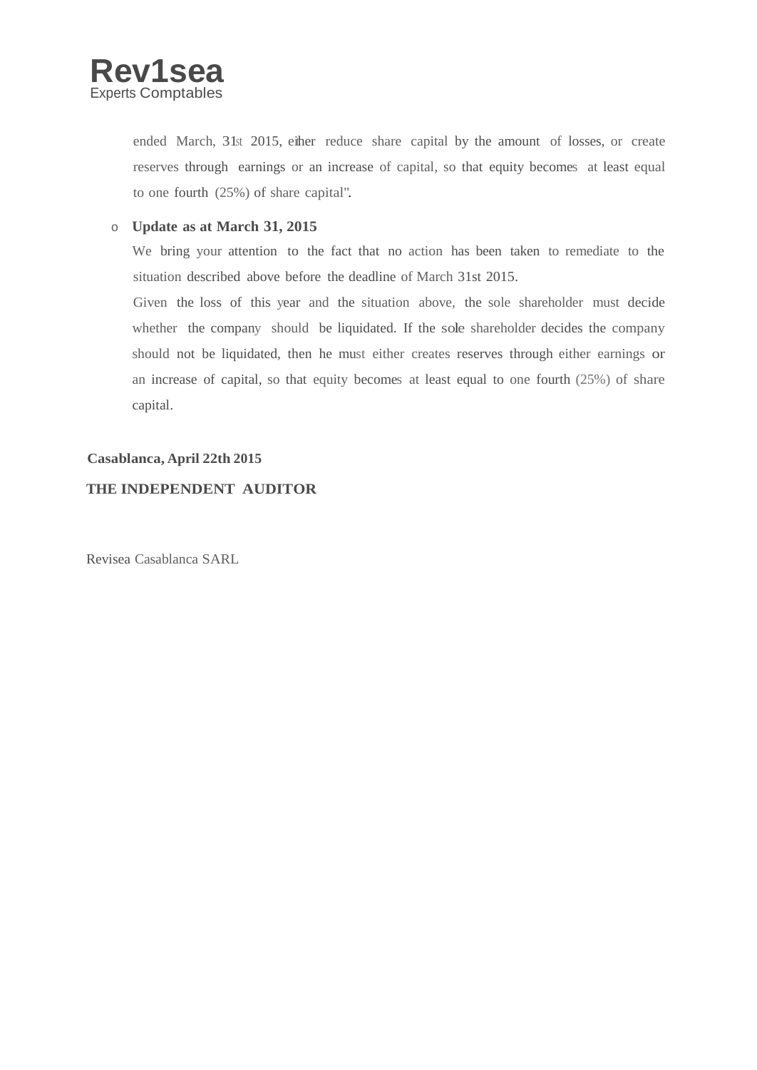ended March, 31st 2015, either reduce share capital by the amount of losses, or create reserves through earnings or an increase of capital, so that equity becomes at least equal to one fourth (25%) of share capital".

- **Update as at March 31, 2015**

  We bring your attention to the fact that no action has been taken to remediate to the situation described above before the deadline of March 31st 2015.

  Given the loss of this year and the situation above, the sole shareholder must decide whether the company should be liquidated. If the sole shareholder decides the company should not be liquidated, then he must either creates reserves through either earnings or an increase of capital, so that equity becomes at least equal to one fourth (25%) of share capital.

**Casablanca, April 22th 2015**

**THE INDEPENDENT AUDITOR**

Revisea Casablanca SARL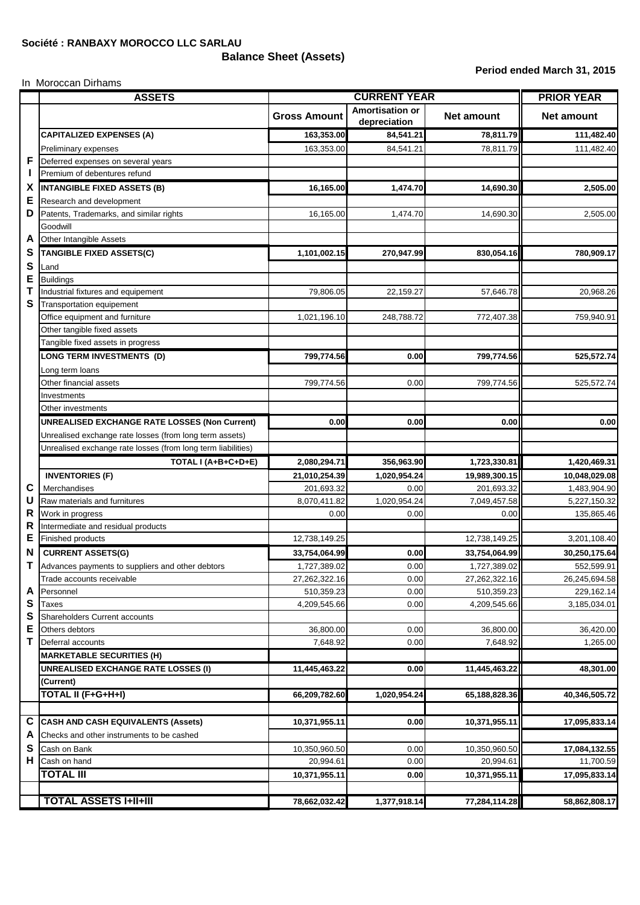**Société : RANBAXY MOROCCO LLC SARLAU**

## Balance Sheet (Assets)

**Period ended March 31, 2015**

In Moroccan Dirhams

| | ASSETS | CURRENT YEAR | | | PRIOR YEAR |
|---|---|---|---|---|---|
| | | Gross Amount | Amortisation or depreciation | Net amount | Net amount |
| FIXED ASSETS | **CAPITALIZED EXPENSES (A)** | **163,353.00** | **84,541.21** | **78,811.79** | **111,482.40** |
| | Preliminary expenses | 163,353.00 | 84,541.21 | 78,811.79 | 111,482.40 |
| | Deferred expenses on several years | | | | |
| | Premium of debentures refund | | | | |
| | **INTANGIBLE FIXED ASSETS (B)** | **16,165.00** | **1,474.70** | **14,690.30** | **2,505.00** |
| | Research and development | | | | |
| | Patents, Trademarks, and similar rights | 16,165.00 | 1,474.70 | 14,690.30 | 2,505.00 |
| | Goodwill | | | | |
| | Other Intangible Assets | | | | |
| | **TANGIBLE FIXED ASSETS(C)** | **1,101,002.15** | **270,947.99** | **830,054.16** | **780,909.17** |
| | Land | | | | |
| | Buildings | | | | |
| | Industrial fixtures and equipement | 79,806.05 | 22,159.27 | 57,646.78 | 20,968.26 |
| | Transportation equipement | | | | |
| | Office equipment and furniture | 1,021,196.10 | 248,788.72 | 772,407.38 | 759,940.91 |
| | Other tangible fixed assets | | | | |
| | Tangible fixed assets in progress | | | | |
| | **LONG TERM INVESTMENTS (D)** | **799,774.56** | **0.00** | **799,774.56** | **525,572.74** |
| | Long term loans | | | | |
| | Other financial assets | 799,774.56 | 0.00 | 799,774.56 | 525,572.74 |
| | Investments | | | | |
| | Other investments | | | | |
| | **UNREALISED EXCHANGE RATE LOSSES (Non Current)** | **0.00** | **0.00** | **0.00** | **0.00** |
| | Unrealised exchange rate losses (from long term assets) | | | | |
| | Unrealised exchange rate losses (from long term liabilities) | | | | |
| | **TOTAL I (A+B+C+D+E)** | **2,080,294.71** | **356,963.90** | **1,723,330.81** | **1,420,469.31** |
| CURRENT ASSETS | **INVENTORIES (F)** | **21,010,254.39** | **1,020,954.24** | **19,989,300.15** | **10,048,029.08** |
| | Merchandises | 201,693.32 | 0.00 | 201,693.32 | 1,483,904.90 |
| | Raw materials and furnitures | 8,070,411.82 | 1,020,954.24 | 7,049,457.58 | 5,227,150.32 |
| | Work in progress | 0.00 | 0.00 | 0.00 | 135,865.46 |
| | Intermediate and residual products | | | | |
| | Finished products | 12,738,149.25 | | 12,738,149.25 | 3,201,108.40 |
| | **CURRENT ASSETS(G)** | **33,754,064.99** | **0.00** | **33,754,064.99** | **30,250,175.64** |
| | Advances payments to suppliers and other debtors | 1,727,389.02 | 0.00 | 1,727,389.02 | 552,599.91 |
| | Trade accounts receivable | 27,262,322.16 | 0.00 | 27,262,322.16 | 26,245,694.58 |
| | Personnel | 510,359.23 | 0.00 | 510,359.23 | 229,162.14 |
| | Taxes | 4,209,545.66 | 0.00 | 4,209,545.66 | 3,185,034.01 |
| | Shareholders Current accounts | | | | |
| | Others debtors | 36,800.00 | 0.00 | 36,800.00 | 36,420.00 |
| | Deferral accounts | 7,648.92 | 0.00 | 7,648.92 | 1,265.00 |
| | **MARKETABLE SECURITIES (H)** | | | | |
| | **UNREALISED EXCHANGE RATE LOSSES (I) (Current)** | **11,445,463.22** | **0.00** | **11,445,463.22** | **48,301.00** |
| | **TOTAL II (F+G+H+I)** | **66,209,782.60** | **1,020,954.24** | **65,188,828.36** | **40,346,505.72** |
| CASH | **CASH AND CASH EQUIVALENTS (Assets)** | **10,371,955.11** | **0.00** | **10,371,955.11** | **17,095,833.14** |
| | Checks and other instruments to be cashed | | | | |
| | Cash on Bank | 10,350,960.50 | 0.00 | 10,350,960.50 | **17,084,132.55** |
| | Cash on hand | 20,994.61 | 0.00 | 20,994.61 | 11,700.59 |
| | **TOTAL III** | **10,371,955.11** | **0.00** | **10,371,955.11** | **17,095,833.14** |
| | **TOTAL ASSETS I+II+III** | **78,662,032.42** | **1,377,918.14** | **77,284,114.28** | **58,862,808.17** |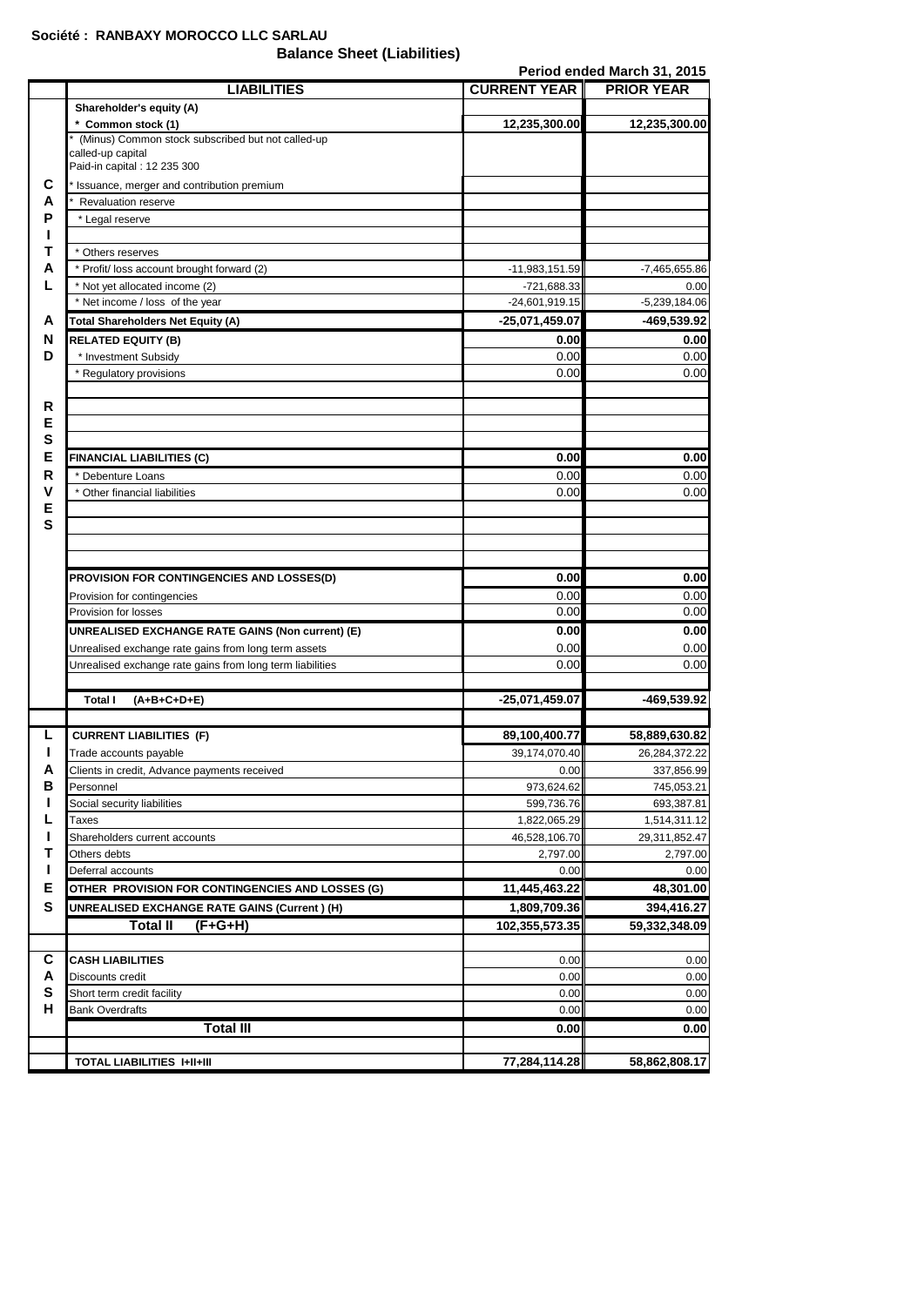**Société : RANBAXY MOROCCO LLC SARLAU**

## Balance Sheet (Liabilities)

Period ended March 31, 2015

| | LIABILITIES | CURRENT YEAR | PRIOR YEAR |
|---|---|---|---|
| | **Shareholder's equity (A)** | | |
| | **\* Common stock (1)** | **12,235,300.00** | **12,235,300.00** |
| | * (Minus) Common stock subscribed but not called-up<br>called-up capital<br>Paid-in capital : 12 235 300 | | |
| C | * Issuance, merger and contribution premium | | |
| A | * Revaluation reserve | | |
| P | * Legal reserve | | |
| I | | | |
| T | * Others reserves | | |
| A | * Profit/ loss account brought forward (2) | -11,983,151.59 | -7,465,655.86 |
| L | * Not yet allocated income (2) | -721,688.33 | 0.00 |
| | * Net income / loss of the year | -24,601,919.15 | -5,239,184.06 |
| A | **Total Shareholders Net Equity (A)** | **-25,071,459.07** | **-469,539.92** |
| N | **RELATED EQUITY (B)** | **0.00** | **0.00** |
| D | * Investment Subsidy | 0.00 | 0.00 |
| | * Regulatory provisions | 0.00 | 0.00 |
| | | | |
| R | | | |
| E | | | |
| S | | | |
| E | **FINANCIAL LIABILITIES (C)** | **0.00** | **0.00** |
| R | * Debenture Loans | 0.00 | 0.00 |
| V | * Other financial liabilities | 0.00 | 0.00 |
| E | | | |
| S | | | |
| | | | |
| | | | |
| | **PROVISION FOR CONTINGENCIES AND LOSSES(D)** | **0.00** | **0.00** |
| | Provision for contingencies | 0.00 | 0.00 |
| | Provision for losses | 0.00 | 0.00 |
| | **UNREALISED EXCHANGE RATE GAINS (Non current) (E)** | **0.00** | **0.00** |
| | Unrealised exchange rate gains from long term assets | 0.00 | 0.00 |
| | Unrealised exchange rate gains from long term liabilities | 0.00 | 0.00 |
| | | | |
| | **Total I (A+B+C+D+E)** | **-25,071,459.07** | **-469,539.92** |
| | | | |
| L | **CURRENT LIABILITIES (F)** | **89,100,400.77** | **58,889,630.82** |
| I | Trade accounts payable | 39,174,070.40 | 26,284,372.22 |
| A | Clients in credit, Advance payments received | 0.00 | 337,856.99 |
| B | Personnel | 973,624.62 | 745,053.21 |
| I | Social security liabilities | 599,736.76 | 693,387.81 |
| L | Taxes | 1,822,065.29 | 1,514,311.12 |
| I | Shareholders current accounts | 46,528,106.70 | 29,311,852.47 |
| T | Others debts | 2,797.00 | 2,797.00 |
| I | Deferral accounts | 0.00 | 0.00 |
| E | **OTHER PROVISION FOR CONTINGENCIES AND LOSSES (G)** | **11,445,463.22** | **48,301.00** |
| S | **UNREALISED EXCHANGE RATE GAINS (Current ) (H)** | **1,809,709.36** | **394,416.27** |
| | **Total II (F+G+H)** | **102,355,573.35** | **59,332,348.09** |
| | | | |
| C | **CASH LIABILITIES** | 0.00 | 0.00 |
| A | Discounts credit | 0.00 | 0.00 |
| S | Short term credit facility | 0.00 | 0.00 |
| H | Bank Overdrafts | 0.00 | 0.00 |
| | **Total III** | **0.00** | **0.00** |
| | | | |
| | **TOTAL LIABILITIES I+II+III** | **77,284,114.28** | **58,862,808.17** |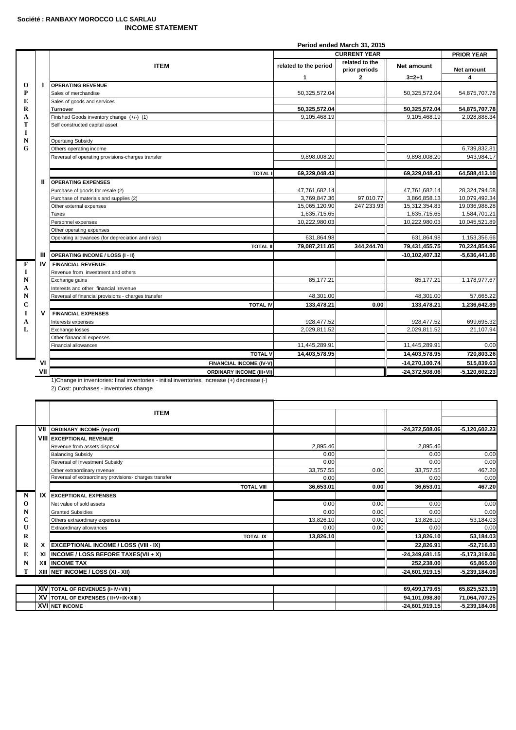**Société : RANBAXY MOROCCO LLC SARLAU**

## INCOME STATEMENT

**Period ended March 31, 2015**

| | | ITEM | CURRENT YEAR related to the period | related to the prior periods | Net amount | PRIOR YEAR Net amount |
|---|---|---|---|---|---|---|
| | | | 1 | 2 | 3=2+1 | 4 |
| OPERATING | I | **OPERATING REVENUE** | | | | |
| | | Sales of merchandise | 50,325,572.04 | | 50,325,572.04 | 54,875,707.78 |
| | | Sales of goods and services | | | | |
| | | **Turnover** | **50,325,572.04** | | **50,325,572.04** | **54,875,707.78** |
| | | Finished Goods inventory change (+/-) (1) | 9,105,468.19 | | 9,105,468.19 | 2,028,888.34 |
| | | Self constructed capital asset | | | | |
| | | Opertaing Subsidy | | | | |
| | | Others operating income | | | | 6,739,832.81 |
| | | Reversal of operating provisions-charges transfer | 9,898,008.20 | | 9,898,008.20 | 943,984.17 |
| | | **TOTAL I** | **69,329,048.43** | | **69,329,048.43** | **64,588,413.10** |
| | II | **OPERATING EXPENSES** | | | | |
| | | Purchase of goods for resale (2) | 47,761,682.14 | | 47,761,682.14 | 28,324,794.58 |
| | | Purchase of materials and supplies (2) | 3,769,847.36 | 97,010.77 | 3,866,858.13 | 10,079,492.34 |
| | | Other external expenses | 15,065,120.90 | 247,233.93 | 15,312,354.83 | 19,036,988.28 |
| | | Taxes | 1,635,715.65 | | 1,635,715.65 | 1,584,701.21 |
| | | Personnel expenses | 10,222,980.03 | | 10,222,980.03 | 10,045,521.89 |
| | | Other operating expenses | | | | |
| | | Operating allowances (for depreciation and risks) | 631,864.98 | | 631,864.98 | 1,153,356.66 |
| | | **TOTAL II** | **79,087,211.05** | **344,244.70** | **79,431,455.75** | **70,224,854.96** |
| | III | **OPERATING INCOME / LOSS (I - II)** | | | **-10,102,407.32** | **-5,636,441.86** |
| FINANCIAL | IV | **FINANCIAL REVENUE** | | | | |
| | | Revenue from investment and others | | | | |
| | | Exchange gains | 85,177.21 | | 85,177.21 | 1,178,977.67 |
| | | Interests and other financial revenue | | | | |
| | | Reversal of financial provisions - charges transfer | 48,301.00 | | 48,301.00 | 57,665.22 |
| | | **TOTAL IV** | **133,478.21** | **0.00** | **133,478.21** | **1,236,642.89** |
| | V | **FINANCIAL EXPENSES** | | | | |
| | | Interests expenses | 928,477.52 | | 928,477.52 | 699,695.32 |
| | | Exchange losses | 2,029,811.52 | | 2,029,811.52 | 21,107.94 |
| | | Other fianancial expenses | | | | |
| | | Financial allowances | 11,445,289.91 | | 11,445,289.91 | 0.00 |
| | | **TOTAL V** | **14,403,578.95** | | **14,403,578.95** | **720,803.26** |
| | VI | **FINANCIAL INCOME (IV-V)** | | | **-14,270,100.74** | **515,839.63** |
| | VII | **ORDINARY INCOME (III+VI)** | | | **-24,372,508.06** | **-5,120,602.23** |

1)Change in inventories: final inventories - initial inventories, increase (+) decrease (-)

2) Cost: purchases - inventories change

| | | ITEM | | | | |
|---|---|---|---|---|---|---|
| | VII | **ORDINARY INCOME (report)** | | | **-24,372,508.06** | **-5,120,602.23** |
| | VIII | **EXCEPTIONAL REVENUE** | | | | |
| | | Revenue from assets disposal | 2,895.46 | | 2,895.46 | |
| | | Balancing Subsidy | 0.00 | | 0.00 | 0.00 |
| | | Reversal of Investment Subsidy | 0.00 | | 0.00 | 0.00 |
| | | Other extraordinary revenue | 33,757.55 | 0.00 | 33,757.55 | 467.20 |
| | | Reversal of extraordinary provisions- charges transfer | 0.00 | | 0.00 | 0.00 |
| | | **TOTAL VIII** | **36,653.01** | **0.00** | **36,653.01** | **467.20** |
| NONCURRENT | IX | **EXCEPTIONAL EXPENSES** | | | | |
| | | Net value of sold assets | 0.00 | 0.00 | 0.00 | 0.00 |
| | | Granted Subsidies | 0.00 | 0.00 | 0.00 | 0.00 |
| | | Others extraordinary expenses | 13,826.10 | 0.00 | 13,826.10 | 53,184.03 |
| | | Extraordinary allowances | 0.00 | 0.00 | 0.00 | 0.00 |
| | | **TOTAL IX** | **13,826.10** | | **13,826.10** | **53,184.03** |
| | X | **EXCEPTIONAL INCOME / LOSS (VIII - IX)** | | | **22,826.91** | **-52,716.83** |
| | XI | **INCOME / LOSS BEFORE TAXES(VII + X)** | | | **-24,349,681.15** | **-5,173,319.06** |
| | XII | **INCOME TAX** | | | **252,238.00** | **65,865.00** |
| | XIII | **NET INCOME / LOSS (XI - XII)** | | | **-24,601,919.15** | **-5,239,184.06** |
| | XIV | **TOTAL OF REVENUES (I+IV+VII )** | | | **69,499,179.65** | **65,825,523.19** |
| | XV | **TOTAL OF EXPENSES ( II+V+IX+XIII )** | | | **94,101,098.80** | **71,064,707.25** |
| | XVI | **NET INCOME** | | | **-24,601,919.15** | **-5,239,184.06** |